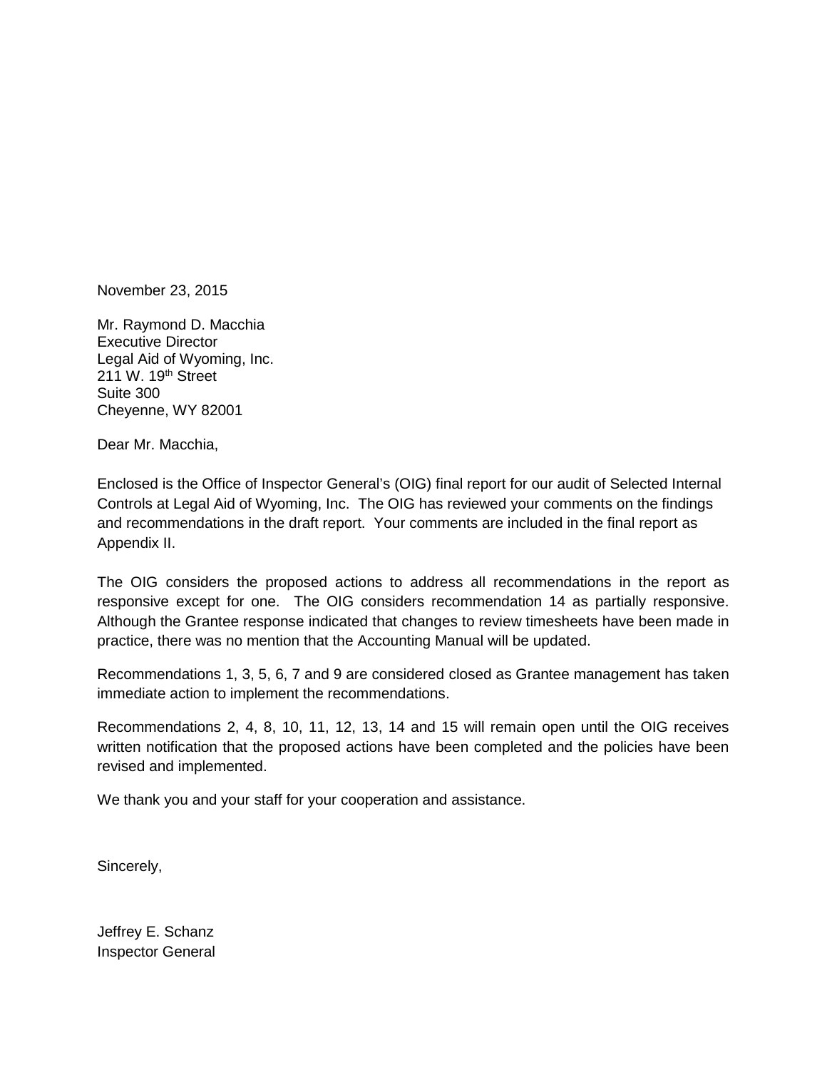November 23, 2015

Mr. Raymond D. Macchia
Executive Director
Legal Aid of Wyoming, Inc.
211 W. 19th Street
Suite 300
Cheyenne, WY 82001

Dear Mr. Macchia,

Enclosed is the Office of Inspector General's (OIG) final report for our audit of Selected Internal Controls at Legal Aid of Wyoming, Inc. The OIG has reviewed your comments on the findings and recommendations in the draft report. Your comments are included in the final report as Appendix II.

The OIG considers the proposed actions to address all recommendations in the report as responsive except for one. The OIG considers recommendation 14 as partially responsive. Although the Grantee response indicated that changes to review timesheets have been made in practice, there was no mention that the Accounting Manual will be updated.

Recommendations 1, 3, 5, 6, 7 and 9 are considered closed as Grantee management has taken immediate action to implement the recommendations.

Recommendations 2, 4, 8, 10, 11, 12, 13, 14 and 15 will remain open until the OIG receives written notification that the proposed actions have been completed and the policies have been revised and implemented.

We thank you and your staff for your cooperation and assistance.

Sincerely,

Jeffrey E. Schanz
Inspector General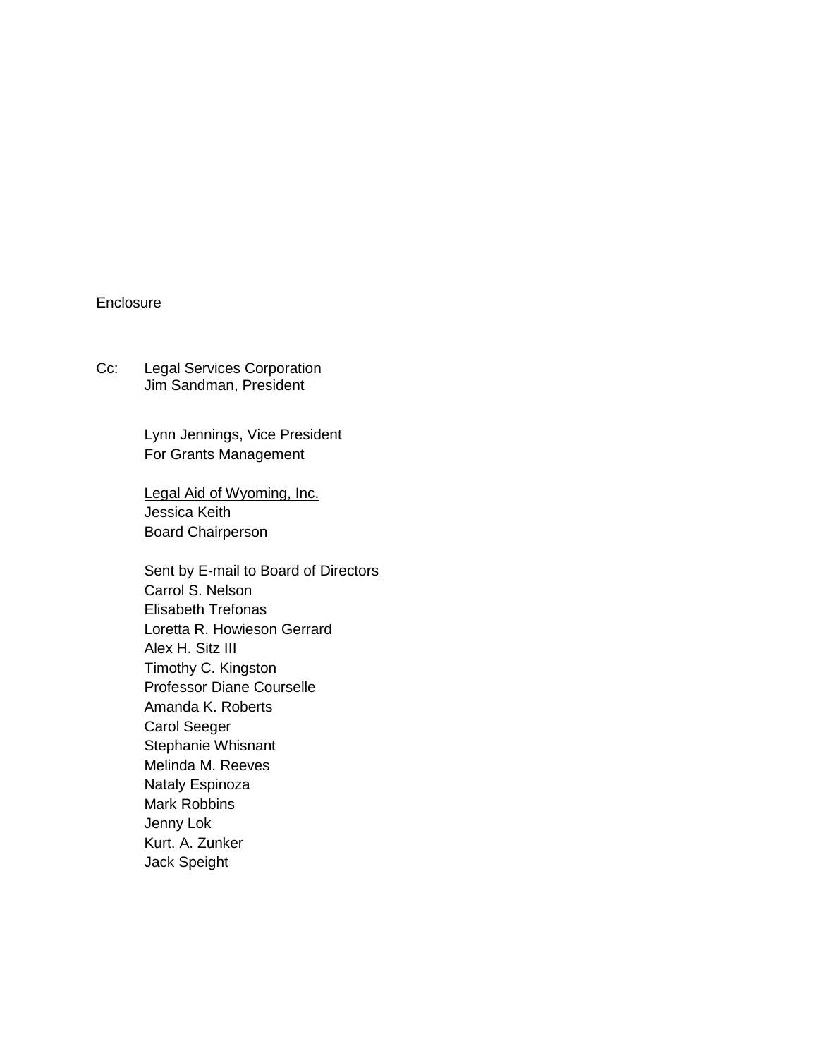Enclosure

Cc: Legal Services Corporation  
Jim Sandman, President

Lynn Jennings, Vice President  
For Grants Management

<u>Legal Aid of Wyoming, Inc.</u>  
Jessica Keith  
Board Chairperson

<u>Sent by E-mail to Board of Directors</u>  
Carrol S. Nelson  
Elisabeth Trefonas  
Loretta R. Howieson Gerrard  
Alex H. Sitz III  
Timothy C. Kingston  
Professor Diane Courselle  
Amanda K. Roberts  
Carol Seeger  
Stephanie Whisnant  
Melinda M. Reeves  
Nataly Espinoza  
Mark Robbins  
Jenny Lok  
Kurt. A. Zunker  
Jack Speight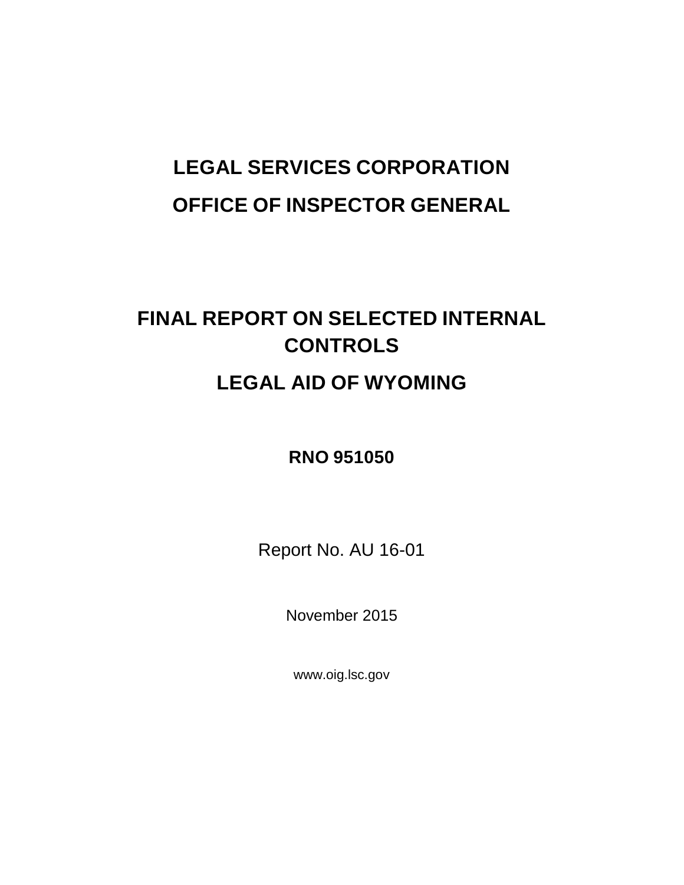# LEGAL SERVICES CORPORATION

# OFFICE OF INSPECTOR GENERAL

## FINAL REPORT ON SELECTED INTERNAL CONTROLS

## LEGAL AID OF WYOMING

**RNO 951050**

Report No. AU 16-01

November 2015

www.oig.lsc.gov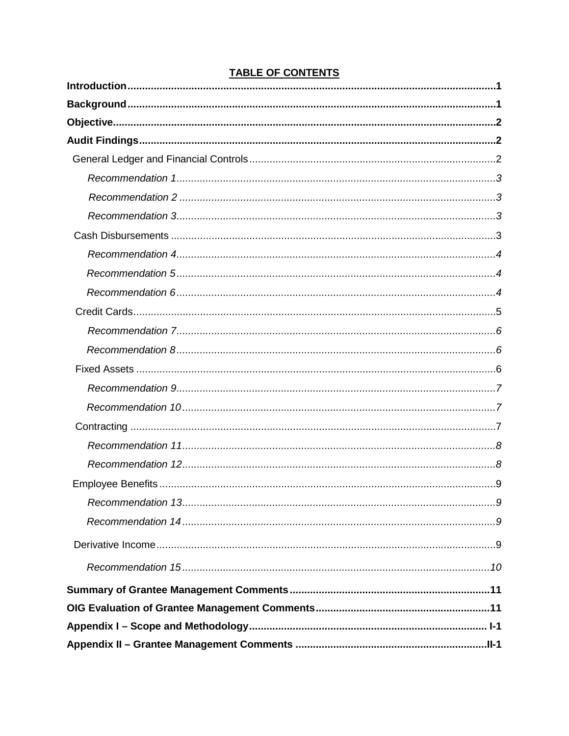## TABLE OF CONTENTS

**Introduction**..........1

**Background**..........1

**Objective**..........2

**Audit Findings**..........2

- General Ledger and Financial Controls..........2
  - *Recommendation 1*..........3
  - *Recommendation 2*..........3
  - *Recommendation 3*..........3
- Cash Disbursements..........3
  - *Recommendation 4*..........4
  - *Recommendation 5*..........4
  - *Recommendation 6*..........4
- Credit Cards..........5
  - *Recommendation 7*..........6
  - *Recommendation 8*..........6
- Fixed Assets..........6
  - *Recommendation 9*..........7
  - *Recommendation 10*..........7
- Contracting..........7
  - *Recommendation 11*..........8
  - *Recommendation 12*..........8
- Employee Benefits..........9
  - *Recommendation 13*..........9
  - *Recommendation 14*..........9
- Derivative Income..........9
  - *Recommendation 15*..........10

**Summary of Grantee Management Comments**..........11

**OIG Evaluation of Grantee Management Comments**..........11

**Appendix I – Scope and Methodology**..........I-1

**Appendix II – Grantee Management Comments**..........II-1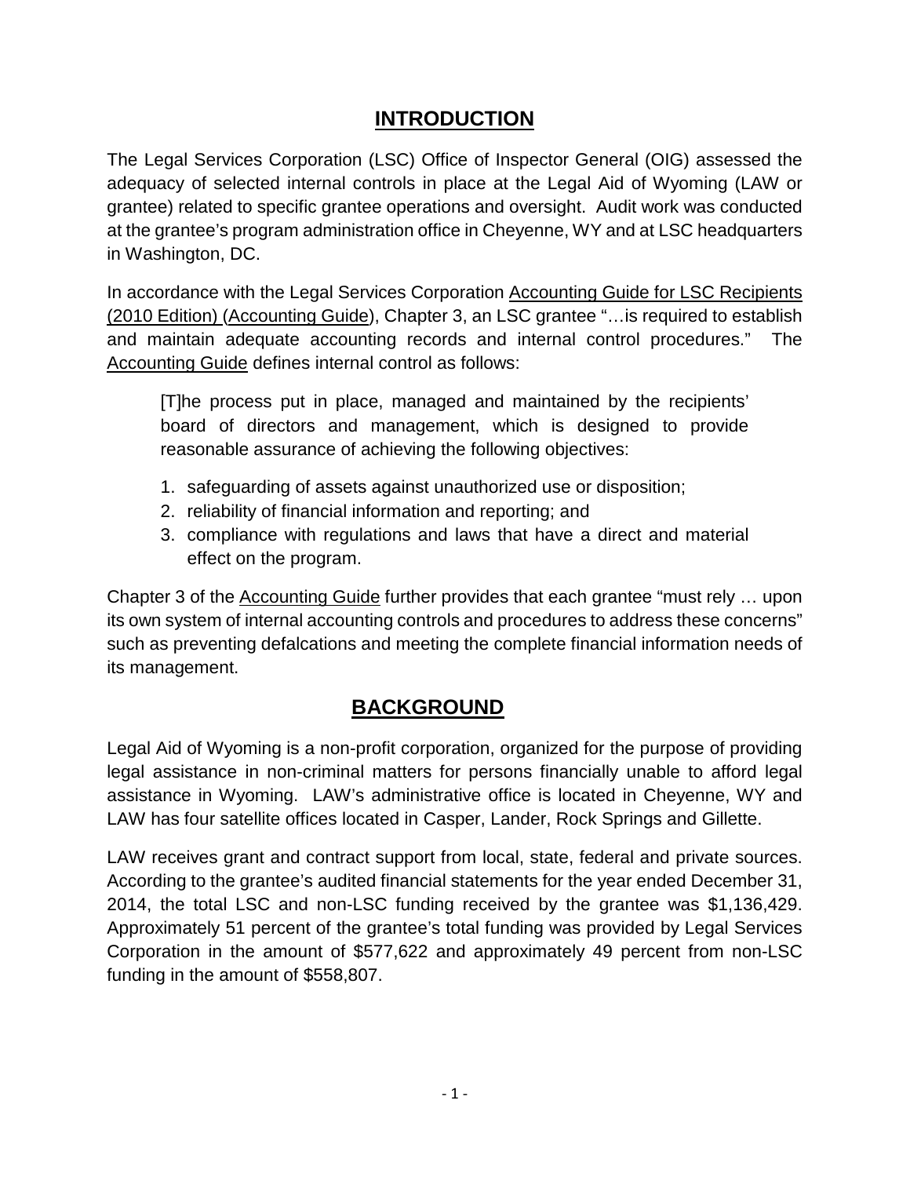## INTRODUCTION

The Legal Services Corporation (LSC) Office of Inspector General (OIG) assessed the adequacy of selected internal controls in place at the Legal Aid of Wyoming (LAW or grantee) related to specific grantee operations and oversight. Audit work was conducted at the grantee's program administration office in Cheyenne, WY and at LSC headquarters in Washington, DC.

In accordance with the Legal Services Corporation Accounting Guide for LSC Recipients (2010 Edition) (Accounting Guide), Chapter 3, an LSC grantee "…is required to establish and maintain adequate accounting records and internal control procedures." The Accounting Guide defines internal control as follows:

> [T]he process put in place, managed and maintained by the recipients' board of directors and management, which is designed to provide reasonable assurance of achieving the following objectives:
>
> 1. safeguarding of assets against unauthorized use or disposition;
> 2. reliability of financial information and reporting; and
> 3. compliance with regulations and laws that have a direct and material effect on the program.

Chapter 3 of the Accounting Guide further provides that each grantee "must rely … upon its own system of internal accounting controls and procedures to address these concerns" such as preventing defalcations and meeting the complete financial information needs of its management.

## BACKGROUND

Legal Aid of Wyoming is a non-profit corporation, organized for the purpose of providing legal assistance in non-criminal matters for persons financially unable to afford legal assistance in Wyoming. LAW's administrative office is located in Cheyenne, WY and LAW has four satellite offices located in Casper, Lander, Rock Springs and Gillette.

LAW receives grant and contract support from local, state, federal and private sources. According to the grantee's audited financial statements for the year ended December 31, 2014, the total LSC and non-LSC funding received by the grantee was $1,136,429. Approximately 51 percent of the grantee's total funding was provided by Legal Services Corporation in the amount of $577,622 and approximately 49 percent from non-LSC funding in the amount of $558,807.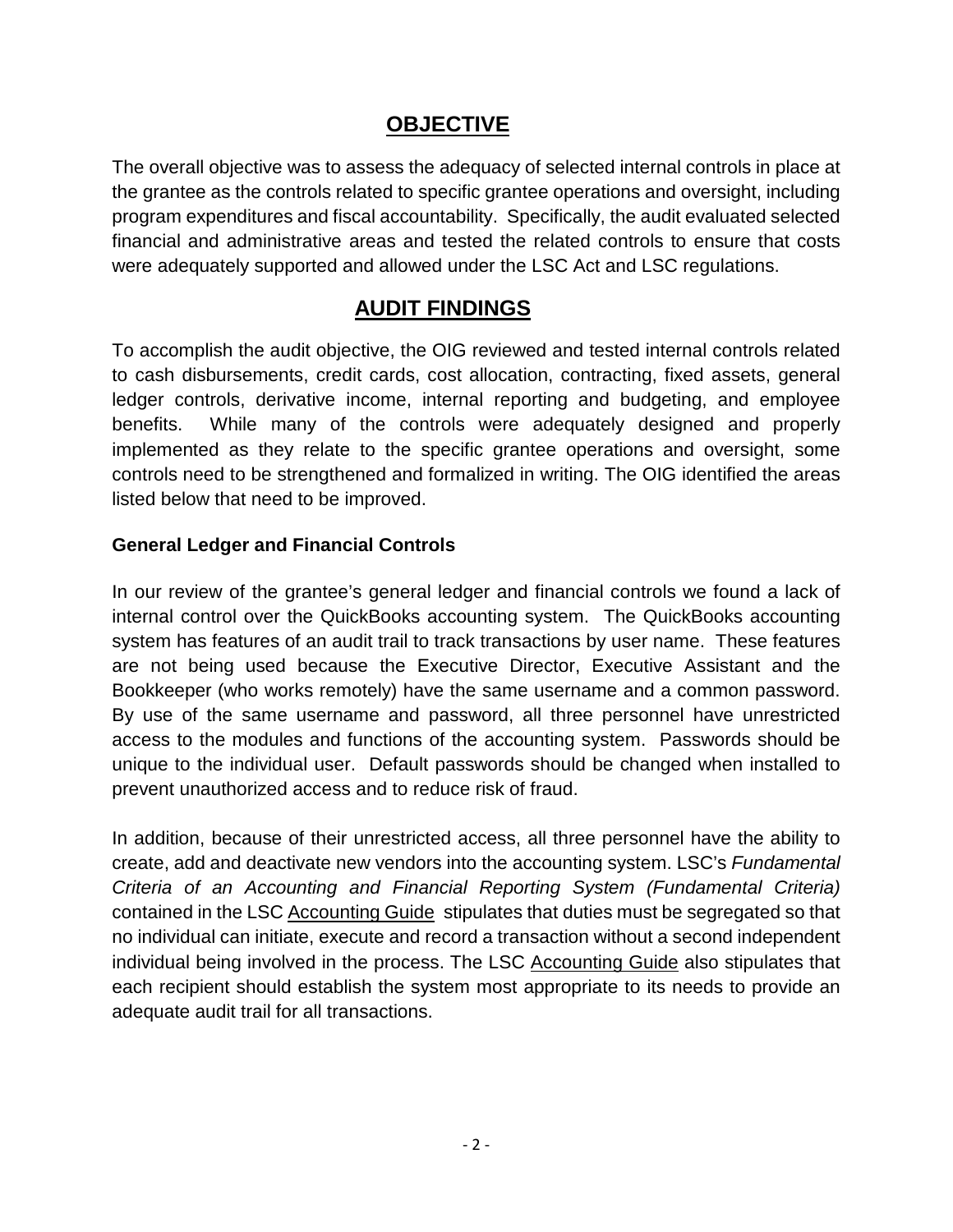## OBJECTIVE

The overall objective was to assess the adequacy of selected internal controls in place at the grantee as the controls related to specific grantee operations and oversight, including program expenditures and fiscal accountability. Specifically, the audit evaluated selected financial and administrative areas and tested the related controls to ensure that costs were adequately supported and allowed under the LSC Act and LSC regulations.

## AUDIT FINDINGS

To accomplish the audit objective, the OIG reviewed and tested internal controls related to cash disbursements, credit cards, cost allocation, contracting, fixed assets, general ledger controls, derivative income, internal reporting and budgeting, and employee benefits. While many of the controls were adequately designed and properly implemented as they relate to the specific grantee operations and oversight, some controls need to be strengthened and formalized in writing. The OIG identified the areas listed below that need to be improved.

### General Ledger and Financial Controls

In our review of the grantee's general ledger and financial controls we found a lack of internal control over the QuickBooks accounting system. The QuickBooks accounting system has features of an audit trail to track transactions by user name. These features are not being used because the Executive Director, Executive Assistant and the Bookkeeper (who works remotely) have the same username and a common password. By use of the same username and password, all three personnel have unrestricted access to the modules and functions of the accounting system. Passwords should be unique to the individual user. Default passwords should be changed when installed to prevent unauthorized access and to reduce risk of fraud.

In addition, because of their unrestricted access, all three personnel have the ability to create, add and deactivate new vendors into the accounting system. LSC's *Fundamental Criteria of an Accounting and Financial Reporting System (Fundamental Criteria)* contained in the LSC Accounting Guide stipulates that duties must be segregated so that no individual can initiate, execute and record a transaction without a second independent individual being involved in the process. The LSC Accounting Guide also stipulates that each recipient should establish the system most appropriate to its needs to provide an adequate audit trail for all transactions.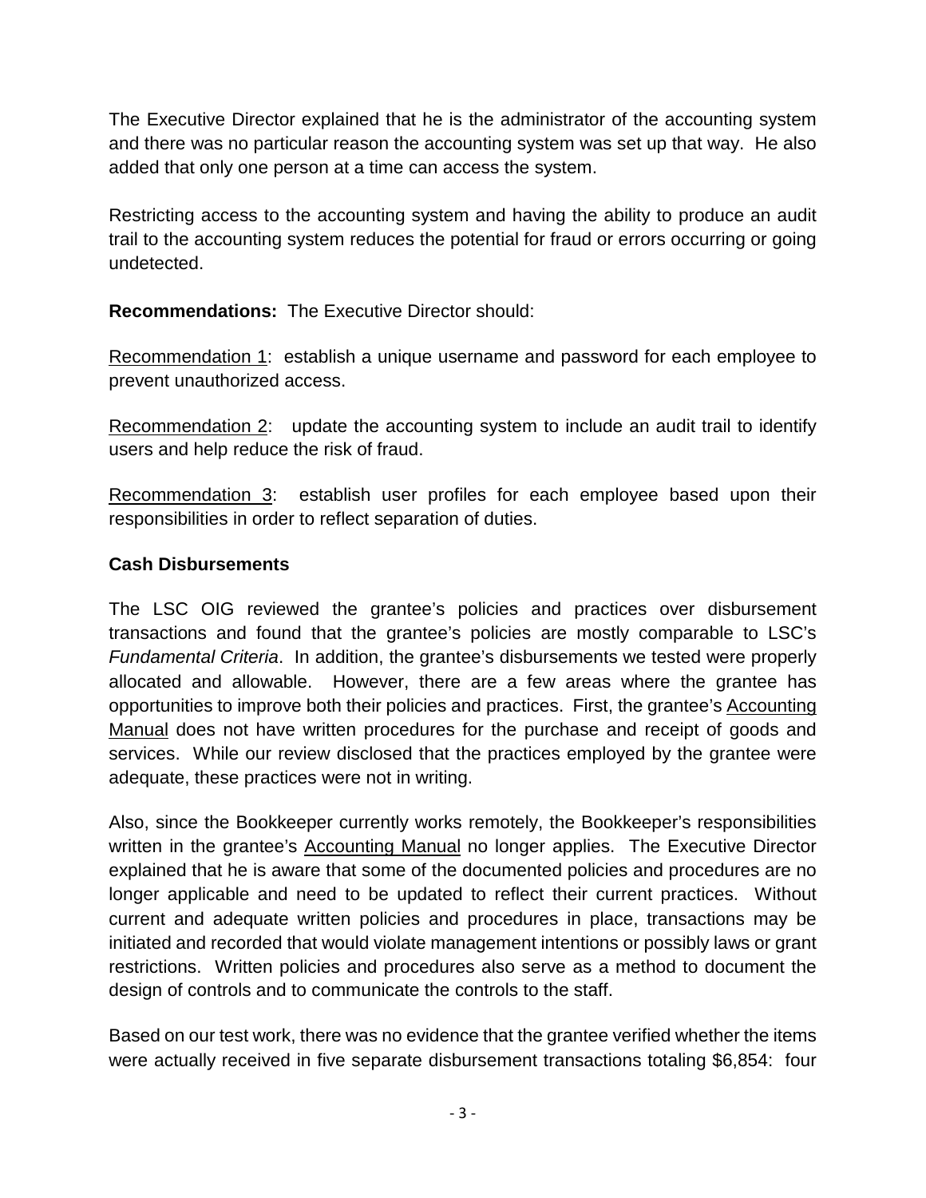The Executive Director explained that he is the administrator of the accounting system and there was no particular reason the accounting system was set up that way. He also added that only one person at a time can access the system.

Restricting access to the accounting system and having the ability to produce an audit trail to the accounting system reduces the potential for fraud or errors occurring or going undetected.

**Recommendations:** The Executive Director should:

<u>Recommendation 1</u>: establish a unique username and password for each employee to prevent unauthorized access.

<u>Recommendation 2</u>: update the accounting system to include an audit trail to identify users and help reduce the risk of fraud.

<u>Recommendation 3</u>: establish user profiles for each employee based upon their responsibilities in order to reflect separation of duties.

### Cash Disbursements

The LSC OIG reviewed the grantee's policies and practices over disbursement transactions and found that the grantee's policies are mostly comparable to LSC's *Fundamental Criteria*. In addition, the grantee's disbursements we tested were properly allocated and allowable. However, there are a few areas where the grantee has opportunities to improve both their policies and practices. First, the grantee's <u>Accounting Manual</u> does not have written procedures for the purchase and receipt of goods and services. While our review disclosed that the practices employed by the grantee were adequate, these practices were not in writing.

Also, since the Bookkeeper currently works remotely, the Bookkeeper's responsibilities written in the grantee's <u>Accounting Manual</u> no longer applies. The Executive Director explained that he is aware that some of the documented policies and procedures are no longer applicable and need to be updated to reflect their current practices. Without current and adequate written policies and procedures in place, transactions may be initiated and recorded that would violate management intentions or possibly laws or grant restrictions. Written policies and procedures also serve as a method to document the design of controls and to communicate the controls to the staff.

Based on our test work, there was no evidence that the grantee verified whether the items were actually received in five separate disbursement transactions totaling $6,854: four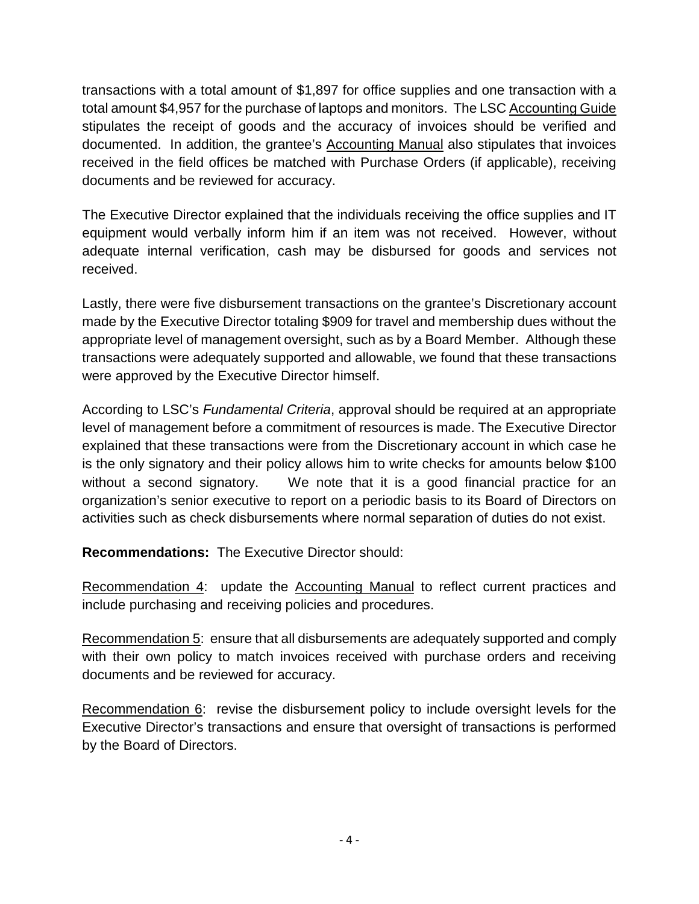transactions with a total amount of $1,897 for office supplies and one transaction with a total amount $4,957 for the purchase of laptops and monitors. The LSC Accounting Guide stipulates the receipt of goods and the accuracy of invoices should be verified and documented. In addition, the grantee's Accounting Manual also stipulates that invoices received in the field offices be matched with Purchase Orders (if applicable), receiving documents and be reviewed for accuracy.

The Executive Director explained that the individuals receiving the office supplies and IT equipment would verbally inform him if an item was not received. However, without adequate internal verification, cash may be disbursed for goods and services not received.

Lastly, there were five disbursement transactions on the grantee's Discretionary account made by the Executive Director totaling $909 for travel and membership dues without the appropriate level of management oversight, such as by a Board Member. Although these transactions were adequately supported and allowable, we found that these transactions were approved by the Executive Director himself.

According to LSC's *Fundamental Criteria*, approval should be required at an appropriate level of management before a commitment of resources is made. The Executive Director explained that these transactions were from the Discretionary account in which case he is the only signatory and their policy allows him to write checks for amounts below $100 without a second signatory. We note that it is a good financial practice for an organization's senior executive to report on a periodic basis to its Board of Directors on activities such as check disbursements where normal separation of duties do not exist.

**Recommendations:** The Executive Director should:

Recommendation 4: update the Accounting Manual to reflect current practices and include purchasing and receiving policies and procedures.

Recommendation 5: ensure that all disbursements are adequately supported and comply with their own policy to match invoices received with purchase orders and receiving documents and be reviewed for accuracy.

Recommendation 6: revise the disbursement policy to include oversight levels for the Executive Director's transactions and ensure that oversight of transactions is performed by the Board of Directors.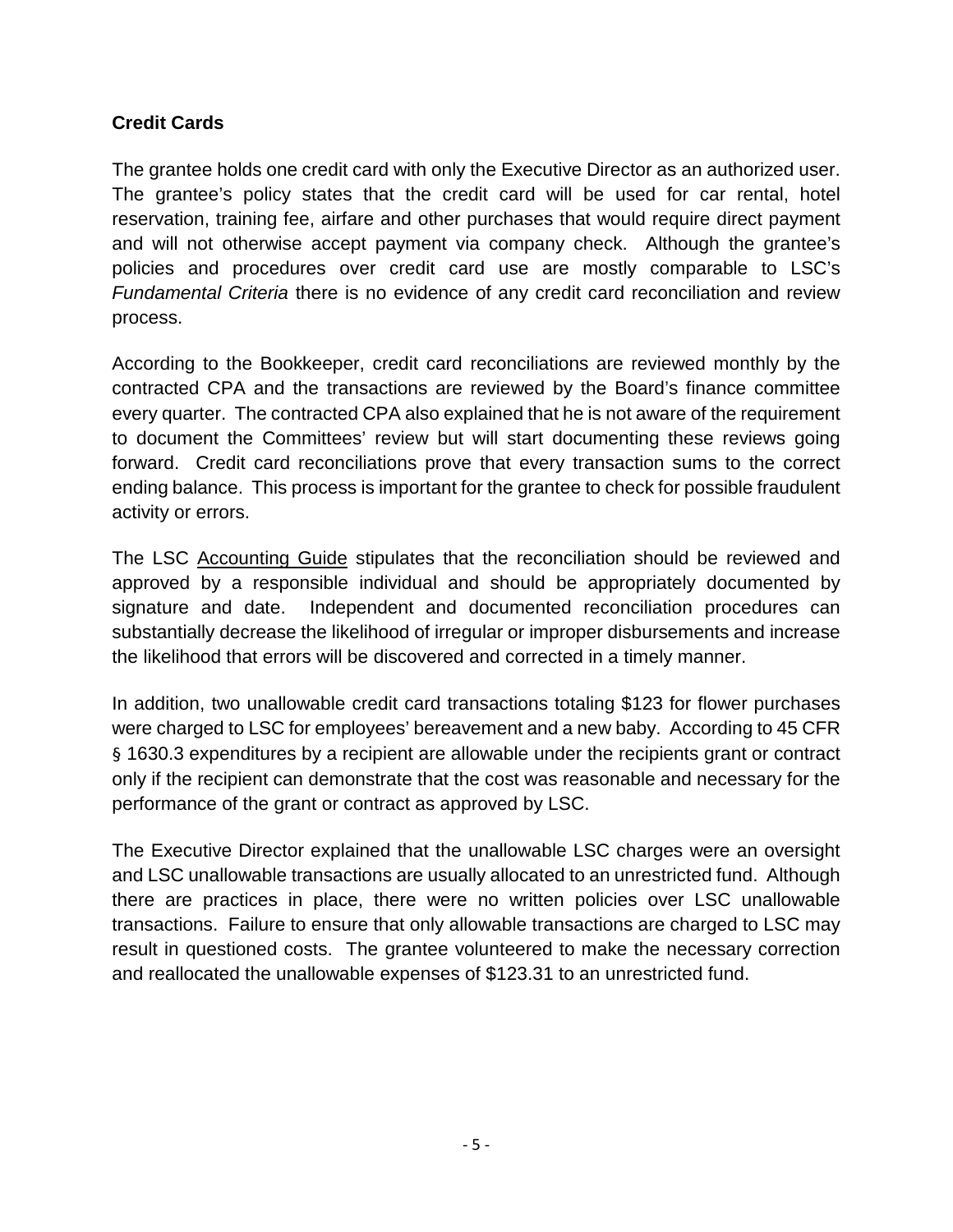### Credit Cards

The grantee holds one credit card with only the Executive Director as an authorized user. The grantee's policy states that the credit card will be used for car rental, hotel reservation, training fee, airfare and other purchases that would require direct payment and will not otherwise accept payment via company check. Although the grantee's policies and procedures over credit card use are mostly comparable to LSC's *Fundamental Criteria* there is no evidence of any credit card reconciliation and review process.

According to the Bookkeeper, credit card reconciliations are reviewed monthly by the contracted CPA and the transactions are reviewed by the Board's finance committee every quarter. The contracted CPA also explained that he is not aware of the requirement to document the Committees' review but will start documenting these reviews going forward. Credit card reconciliations prove that every transaction sums to the correct ending balance. This process is important for the grantee to check for possible fraudulent activity or errors.

The LSC Accounting Guide stipulates that the reconciliation should be reviewed and approved by a responsible individual and should be appropriately documented by signature and date. Independent and documented reconciliation procedures can substantially decrease the likelihood of irregular or improper disbursements and increase the likelihood that errors will be discovered and corrected in a timely manner.

In addition, two unallowable credit card transactions totaling $123 for flower purchases were charged to LSC for employees' bereavement and a new baby. According to 45 CFR § 1630.3 expenditures by a recipient are allowable under the recipients grant or contract only if the recipient can demonstrate that the cost was reasonable and necessary for the performance of the grant or contract as approved by LSC.

The Executive Director explained that the unallowable LSC charges were an oversight and LSC unallowable transactions are usually allocated to an unrestricted fund. Although there are practices in place, there were no written policies over LSC unallowable transactions. Failure to ensure that only allowable transactions are charged to LSC may result in questioned costs. The grantee volunteered to make the necessary correction and reallocated the unallowable expenses of $123.31 to an unrestricted fund.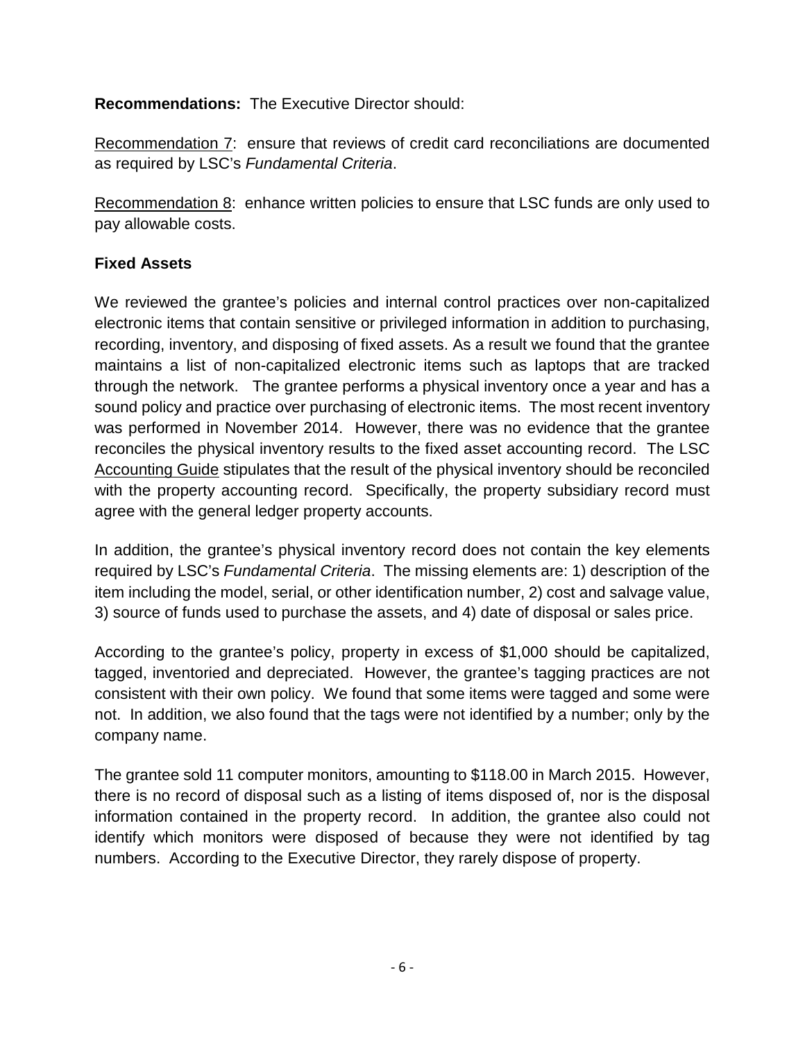**Recommendations:** The Executive Director should:

Recommendation 7: ensure that reviews of credit card reconciliations are documented as required by LSC's *Fundamental Criteria*.

Recommendation 8: enhance written policies to ensure that LSC funds are only used to pay allowable costs.

**Fixed Assets**

We reviewed the grantee's policies and internal control practices over non-capitalized electronic items that contain sensitive or privileged information in addition to purchasing, recording, inventory, and disposing of fixed assets. As a result we found that the grantee maintains a list of non-capitalized electronic items such as laptops that are tracked through the network. The grantee performs a physical inventory once a year and has a sound policy and practice over purchasing of electronic items. The most recent inventory was performed in November 2014. However, there was no evidence that the grantee reconciles the physical inventory results to the fixed asset accounting record. The LSC Accounting Guide stipulates that the result of the physical inventory should be reconciled with the property accounting record. Specifically, the property subsidiary record must agree with the general ledger property accounts.

In addition, the grantee's physical inventory record does not contain the key elements required by LSC's *Fundamental Criteria*. The missing elements are: 1) description of the item including the model, serial, or other identification number, 2) cost and salvage value, 3) source of funds used to purchase the assets, and 4) date of disposal or sales price.

According to the grantee's policy, property in excess of $1,000 should be capitalized, tagged, inventoried and depreciated. However, the grantee's tagging practices are not consistent with their own policy. We found that some items were tagged and some were not. In addition, we also found that the tags were not identified by a number; only by the company name.

The grantee sold 11 computer monitors, amounting to $118.00 in March 2015. However, there is no record of disposal such as a listing of items disposed of, nor is the disposal information contained in the property record. In addition, the grantee also could not identify which monitors were disposed of because they were not identified by tag numbers. According to the Executive Director, they rarely dispose of property.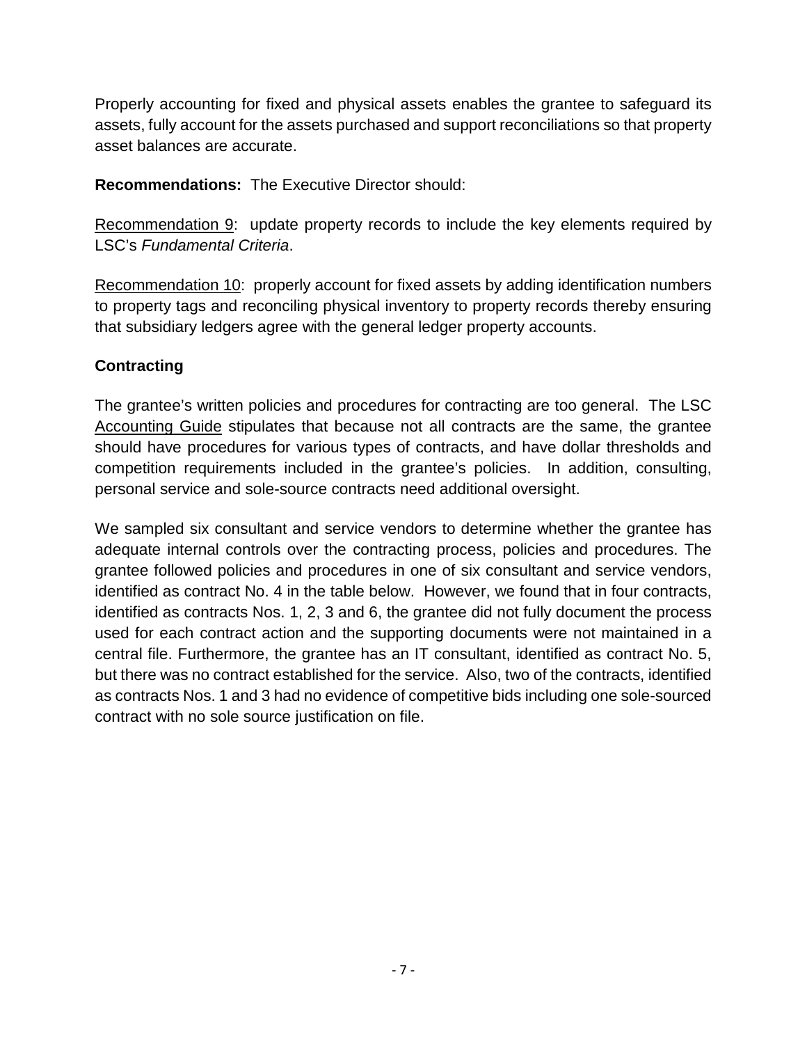Properly accounting for fixed and physical assets enables the grantee to safeguard its assets, fully account for the assets purchased and support reconciliations so that property asset balances are accurate.

**Recommendations:** The Executive Director should:

Recommendation 9: update property records to include the key elements required by LSC's *Fundamental Criteria*.

Recommendation 10: properly account for fixed assets by adding identification numbers to property tags and reconciling physical inventory to property records thereby ensuring that subsidiary ledgers agree with the general ledger property accounts.

## Contracting

The grantee's written policies and procedures for contracting are too general. The LSC Accounting Guide stipulates that because not all contracts are the same, the grantee should have procedures for various types of contracts, and have dollar thresholds and competition requirements included in the grantee's policies. In addition, consulting, personal service and sole-source contracts need additional oversight.

We sampled six consultant and service vendors to determine whether the grantee has adequate internal controls over the contracting process, policies and procedures. The grantee followed policies and procedures in one of six consultant and service vendors, identified as contract No. 4 in the table below. However, we found that in four contracts, identified as contracts Nos. 1, 2, 3 and 6, the grantee did not fully document the process used for each contract action and the supporting documents were not maintained in a central file. Furthermore, the grantee has an IT consultant, identified as contract No. 5, but there was no contract established for the service. Also, two of the contracts, identified as contracts Nos. 1 and 3 had no evidence of competitive bids including one sole-sourced contract with no sole source justification on file.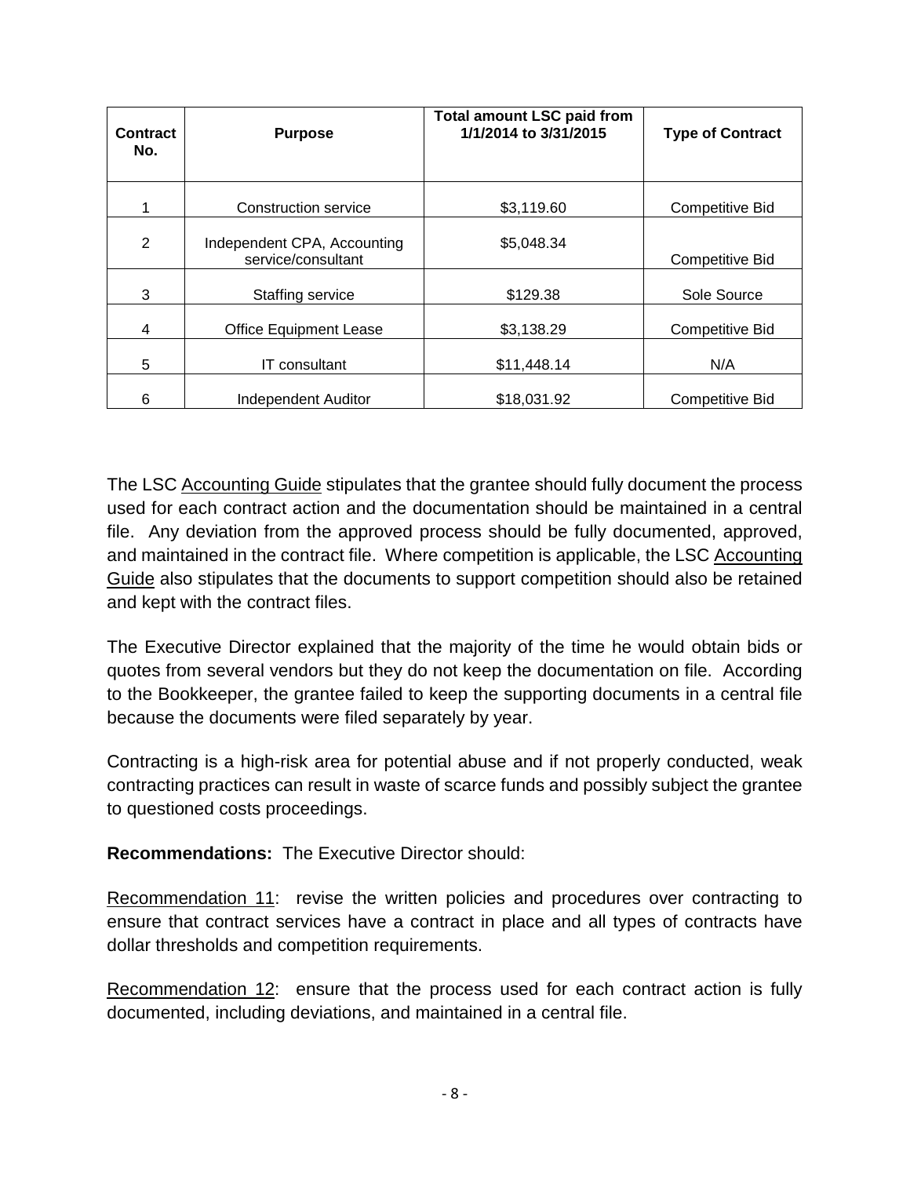| Contract No. | Purpose | Total amount LSC paid from 1/1/2014 to 3/31/2015 | Type of Contract |
|---|---|---|---|
| 1 | Construction service | $3,119.60 | Competitive Bid |
| 2 | Independent CPA, Accounting service/consultant | $5,048.34 | Competitive Bid |
| 3 | Staffing service | $129.38 | Sole Source |
| 4 | Office Equipment Lease | $3,138.29 | Competitive Bid |
| 5 | IT consultant | $11,448.14 | N/A |
| 6 | Independent Auditor | $18,031.92 | Competitive Bid |

The LSC Accounting Guide stipulates that the grantee should fully document the process used for each contract action and the documentation should be maintained in a central file. Any deviation from the approved process should be fully documented, approved, and maintained in the contract file. Where competition is applicable, the LSC Accounting Guide also stipulates that the documents to support competition should also be retained and kept with the contract files.

The Executive Director explained that the majority of the time he would obtain bids or quotes from several vendors but they do not keep the documentation on file. According to the Bookkeeper, the grantee failed to keep the supporting documents in a central file because the documents were filed separately by year.

Contracting is a high-risk area for potential abuse and if not properly conducted, weak contracting practices can result in waste of scarce funds and possibly subject the grantee to questioned costs proceedings.

**Recommendations:** The Executive Director should:

Recommendation 11: revise the written policies and procedures over contracting to ensure that contract services have a contract in place and all types of contracts have dollar thresholds and competition requirements.

Recommendation 12: ensure that the process used for each contract action is fully documented, including deviations, and maintained in a central file.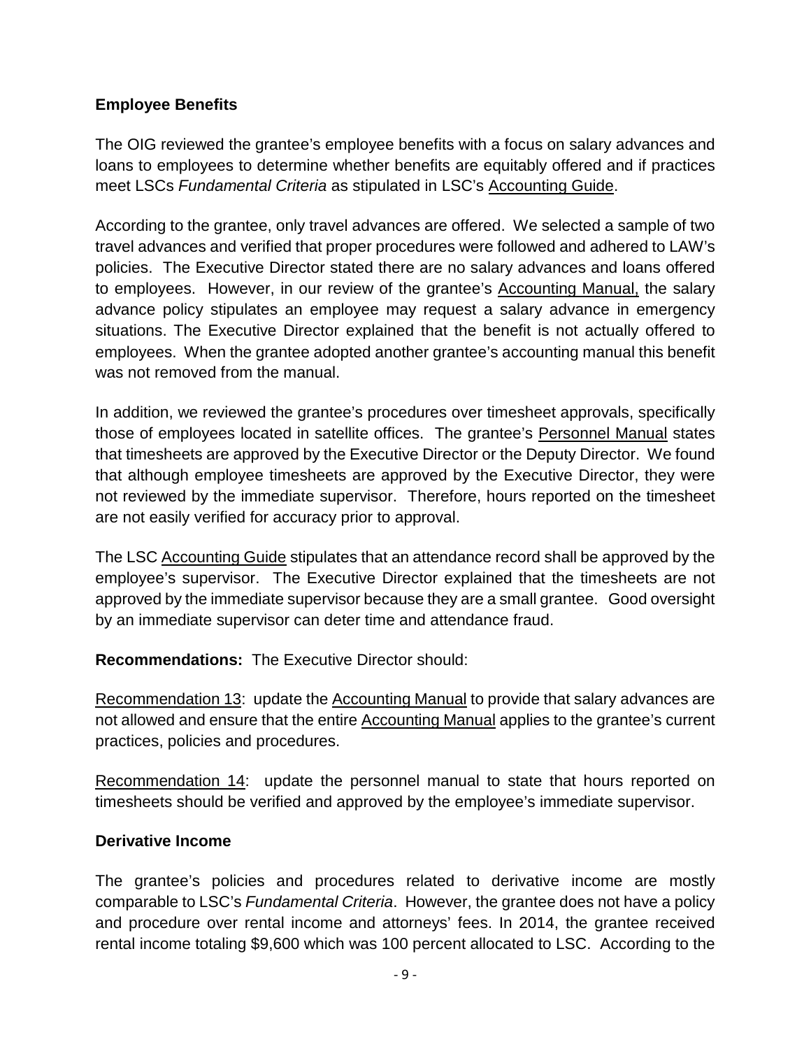## Employee Benefits

The OIG reviewed the grantee's employee benefits with a focus on salary advances and loans to employees to determine whether benefits are equitably offered and if practices meet LSCs *Fundamental Criteria* as stipulated in LSC's Accounting Guide.

According to the grantee, only travel advances are offered. We selected a sample of two travel advances and verified that proper procedures were followed and adhered to LAW's policies. The Executive Director stated there are no salary advances and loans offered to employees. However, in our review of the grantee's Accounting Manual, the salary advance policy stipulates an employee may request a salary advance in emergency situations. The Executive Director explained that the benefit is not actually offered to employees. When the grantee adopted another grantee's accounting manual this benefit was not removed from the manual.

In addition, we reviewed the grantee's procedures over timesheet approvals, specifically those of employees located in satellite offices. The grantee's Personnel Manual states that timesheets are approved by the Executive Director or the Deputy Director. We found that although employee timesheets are approved by the Executive Director, they were not reviewed by the immediate supervisor. Therefore, hours reported on the timesheet are not easily verified for accuracy prior to approval.

The LSC Accounting Guide stipulates that an attendance record shall be approved by the employee's supervisor. The Executive Director explained that the timesheets are not approved by the immediate supervisor because they are a small grantee. Good oversight by an immediate supervisor can deter time and attendance fraud.

**Recommendations:** The Executive Director should:

Recommendation 13: update the Accounting Manual to provide that salary advances are not allowed and ensure that the entire Accounting Manual applies to the grantee's current practices, policies and procedures.

Recommendation 14: update the personnel manual to state that hours reported on timesheets should be verified and approved by the employee's immediate supervisor.

## Derivative Income

The grantee's policies and procedures related to derivative income are mostly comparable to LSC's *Fundamental Criteria*. However, the grantee does not have a policy and procedure over rental income and attorneys' fees. In 2014, the grantee received rental income totaling $9,600 which was 100 percent allocated to LSC. According to the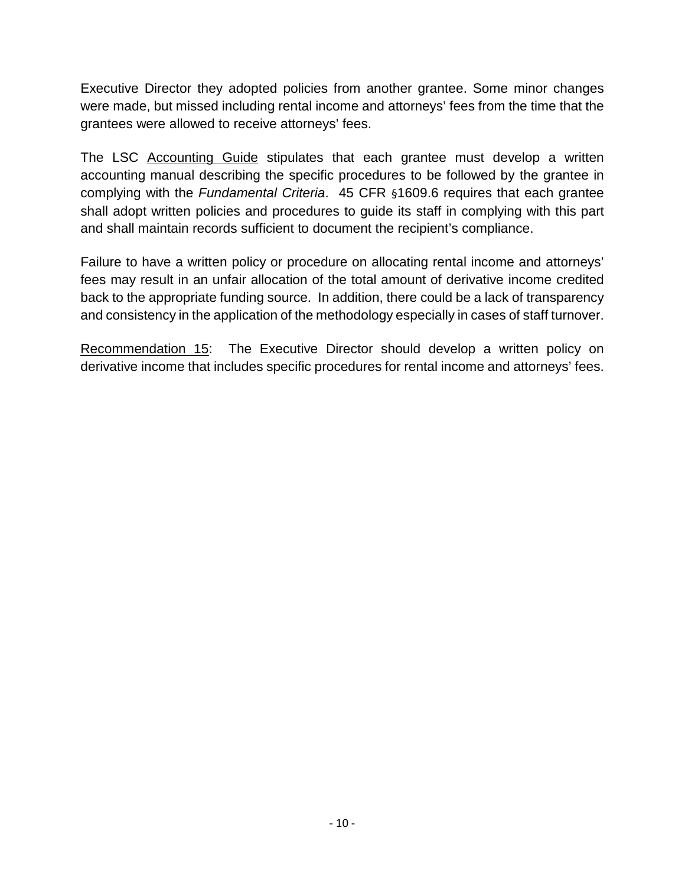Executive Director they adopted policies from another grantee. Some minor changes were made, but missed including rental income and attorneys' fees from the time that the grantees were allowed to receive attorneys' fees.

The LSC Accounting Guide stipulates that each grantee must develop a written accounting manual describing the specific procedures to be followed by the grantee in complying with the *Fundamental Criteria*. 45 CFR §1609.6 requires that each grantee shall adopt written policies and procedures to guide its staff in complying with this part and shall maintain records sufficient to document the recipient's compliance.

Failure to have a written policy or procedure on allocating rental income and attorneys' fees may result in an unfair allocation of the total amount of derivative income credited back to the appropriate funding source. In addition, there could be a lack of transparency and consistency in the application of the methodology especially in cases of staff turnover.

Recommendation 15: The Executive Director should develop a written policy on derivative income that includes specific procedures for rental income and attorneys' fees.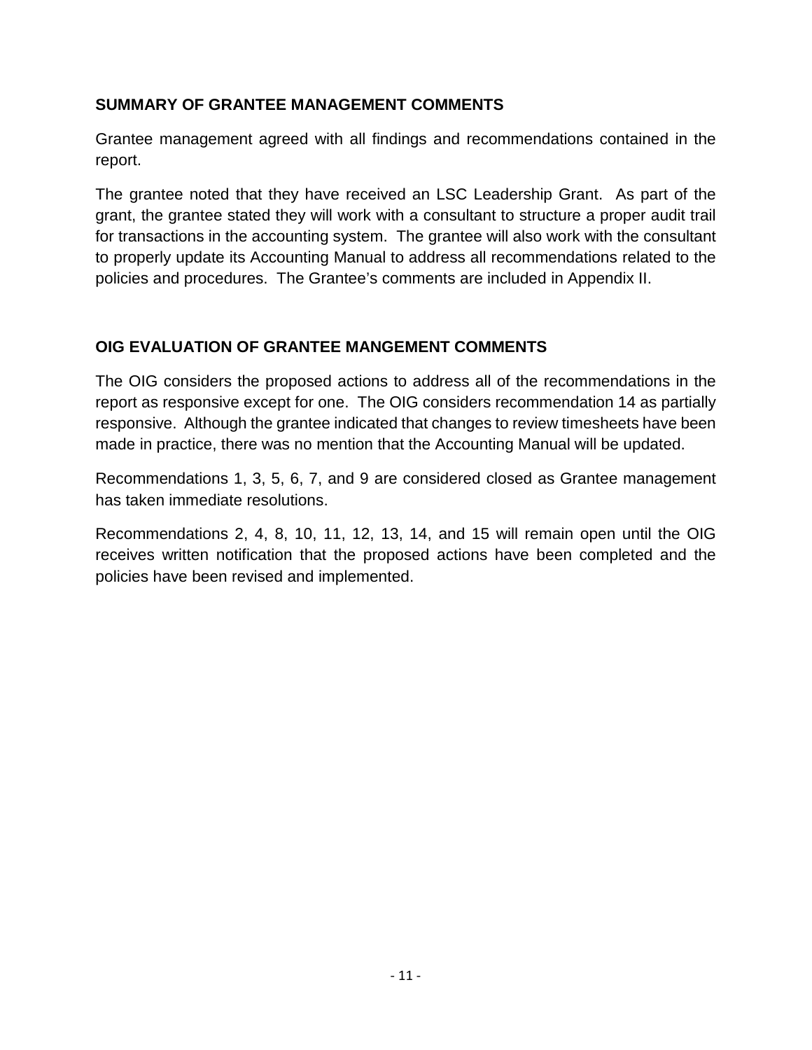## SUMMARY OF GRANTEE MANAGEMENT COMMENTS

Grantee management agreed with all findings and recommendations contained in the report.

The grantee noted that they have received an LSC Leadership Grant. As part of the grant, the grantee stated they will work with a consultant to structure a proper audit trail for transactions in the accounting system. The grantee will also work with the consultant to properly update its Accounting Manual to address all recommendations related to the policies and procedures. The Grantee's comments are included in Appendix II.

## OIG EVALUATION OF GRANTEE MANGEMENT COMMENTS

The OIG considers the proposed actions to address all of the recommendations in the report as responsive except for one. The OIG considers recommendation 14 as partially responsive. Although the grantee indicated that changes to review timesheets have been made in practice, there was no mention that the Accounting Manual will be updated.

Recommendations 1, 3, 5, 6, 7, and 9 are considered closed as Grantee management has taken immediate resolutions.

Recommendations 2, 4, 8, 10, 11, 12, 13, 14, and 15 will remain open until the OIG receives written notification that the proposed actions have been completed and the policies have been revised and implemented.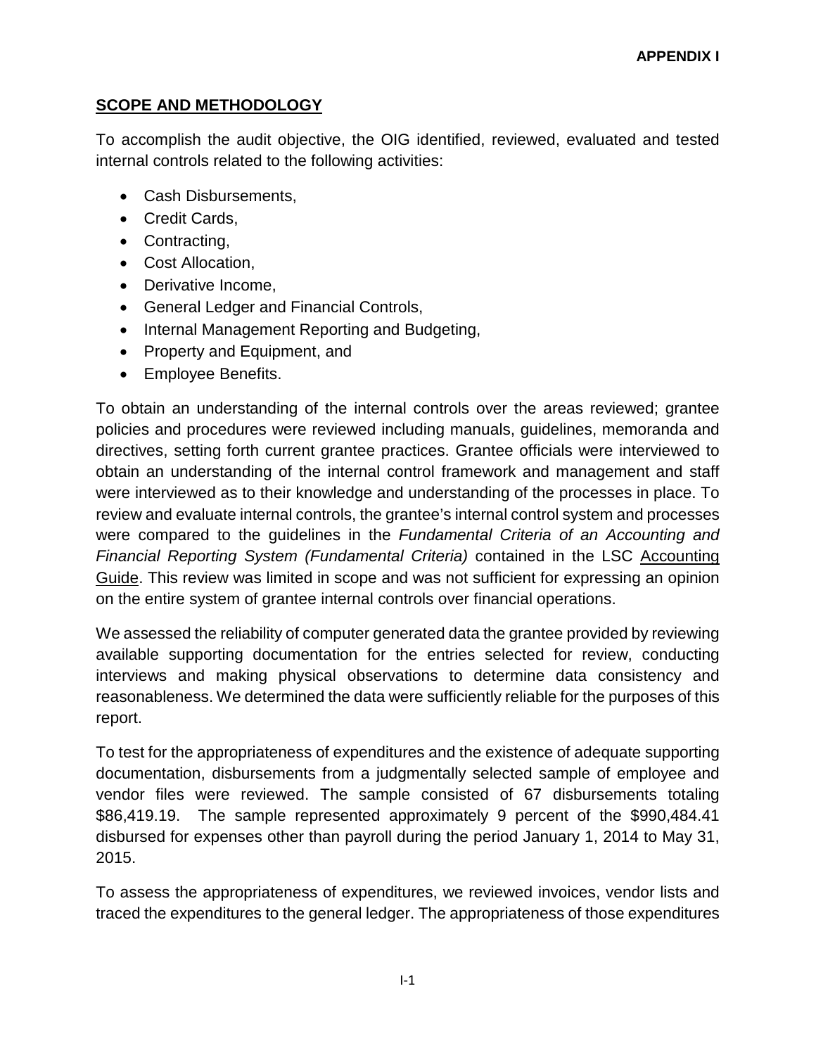**APPENDIX I**

## SCOPE AND METHODOLOGY

To accomplish the audit objective, the OIG identified, reviewed, evaluated and tested internal controls related to the following activities:

- Cash Disbursements,
- Credit Cards,
- Contracting,
- Cost Allocation,
- Derivative Income,
- General Ledger and Financial Controls,
- Internal Management Reporting and Budgeting,
- Property and Equipment, and
- Employee Benefits.

To obtain an understanding of the internal controls over the areas reviewed; grantee policies and procedures were reviewed including manuals, guidelines, memoranda and directives, setting forth current grantee practices. Grantee officials were interviewed to obtain an understanding of the internal control framework and management and staff were interviewed as to their knowledge and understanding of the processes in place. To review and evaluate internal controls, the grantee's internal control system and processes were compared to the guidelines in the *Fundamental Criteria of an Accounting and Financial Reporting System (Fundamental Criteria)* contained in the LSC Accounting Guide. This review was limited in scope and was not sufficient for expressing an opinion on the entire system of grantee internal controls over financial operations.

We assessed the reliability of computer generated data the grantee provided by reviewing available supporting documentation for the entries selected for review, conducting interviews and making physical observations to determine data consistency and reasonableness. We determined the data were sufficiently reliable for the purposes of this report.

To test for the appropriateness of expenditures and the existence of adequate supporting documentation, disbursements from a judgmentally selected sample of employee and vendor files were reviewed. The sample consisted of 67 disbursements totaling $86,419.19. The sample represented approximately 9 percent of the $990,484.41 disbursed for expenses other than payroll during the period January 1, 2014 to May 31, 2015.

To assess the appropriateness of expenditures, we reviewed invoices, vendor lists and traced the expenditures to the general ledger. The appropriateness of those expenditures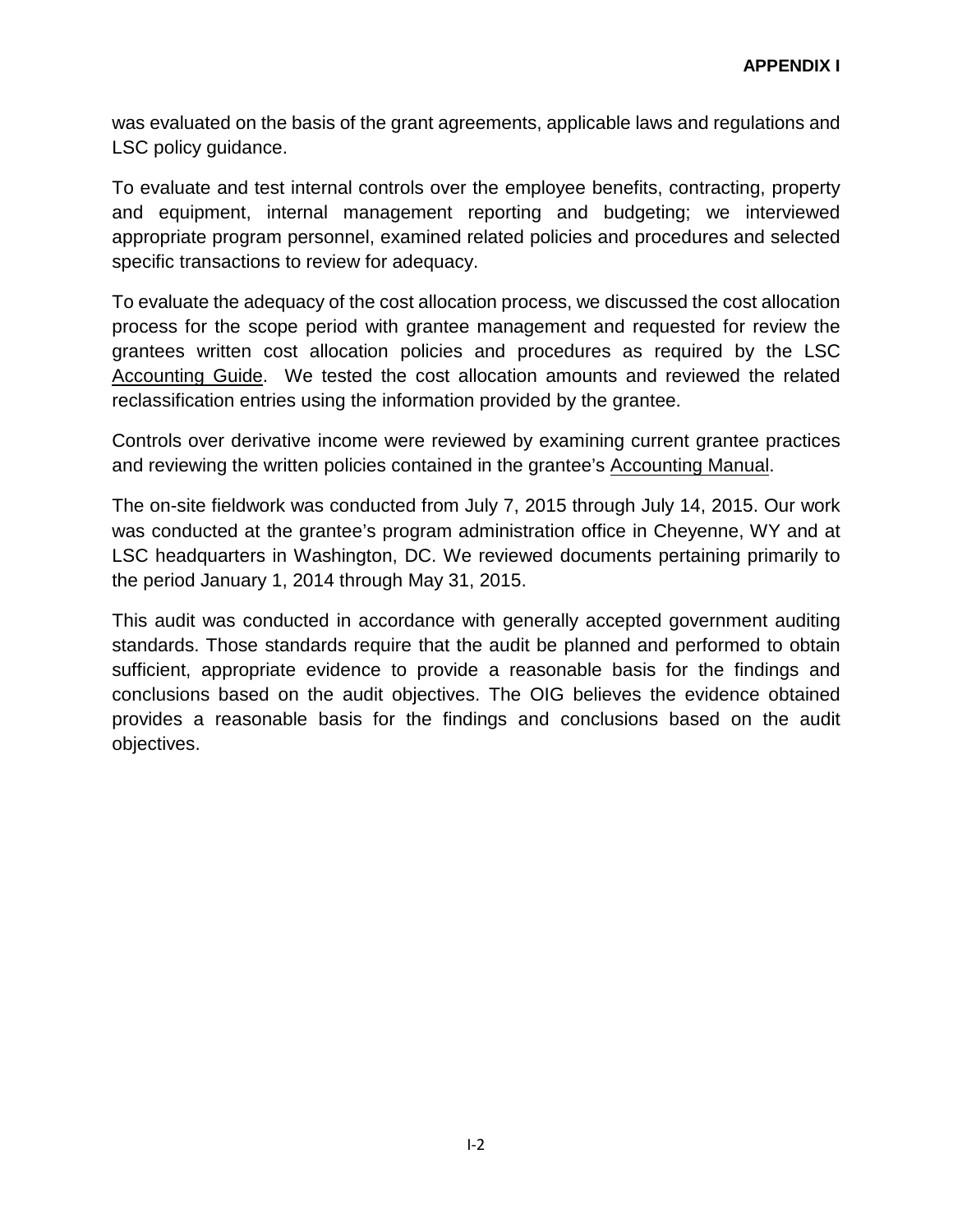was evaluated on the basis of the grant agreements, applicable laws and regulations and LSC policy guidance.

To evaluate and test internal controls over the employee benefits, contracting, property and equipment, internal management reporting and budgeting; we interviewed appropriate program personnel, examined related policies and procedures and selected specific transactions to review for adequacy.

To evaluate the adequacy of the cost allocation process, we discussed the cost allocation process for the scope period with grantee management and requested for review the grantees written cost allocation policies and procedures as required by the LSC Accounting Guide. We tested the cost allocation amounts and reviewed the related reclassification entries using the information provided by the grantee.

Controls over derivative income were reviewed by examining current grantee practices and reviewing the written policies contained in the grantee's Accounting Manual.

The on-site fieldwork was conducted from July 7, 2015 through July 14, 2015. Our work was conducted at the grantee's program administration office in Cheyenne, WY and at LSC headquarters in Washington, DC. We reviewed documents pertaining primarily to the period January 1, 2014 through May 31, 2015.

This audit was conducted in accordance with generally accepted government auditing standards. Those standards require that the audit be planned and performed to obtain sufficient, appropriate evidence to provide a reasonable basis for the findings and conclusions based on the audit objectives. The OIG believes the evidence obtained provides a reasonable basis for the findings and conclusions based on the audit objectives.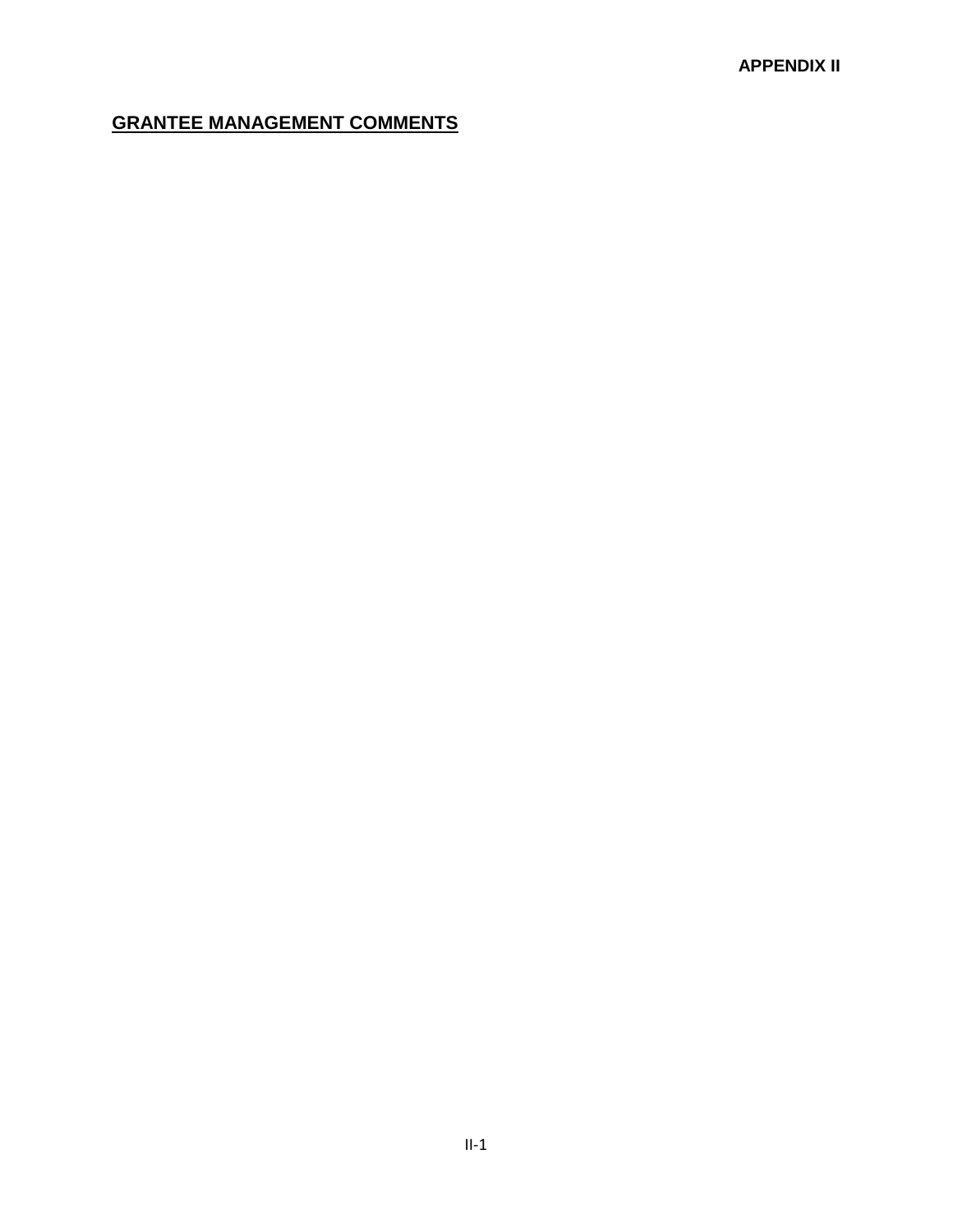**APPENDIX II**

## GRANTEE MANAGEMENT COMMENTS